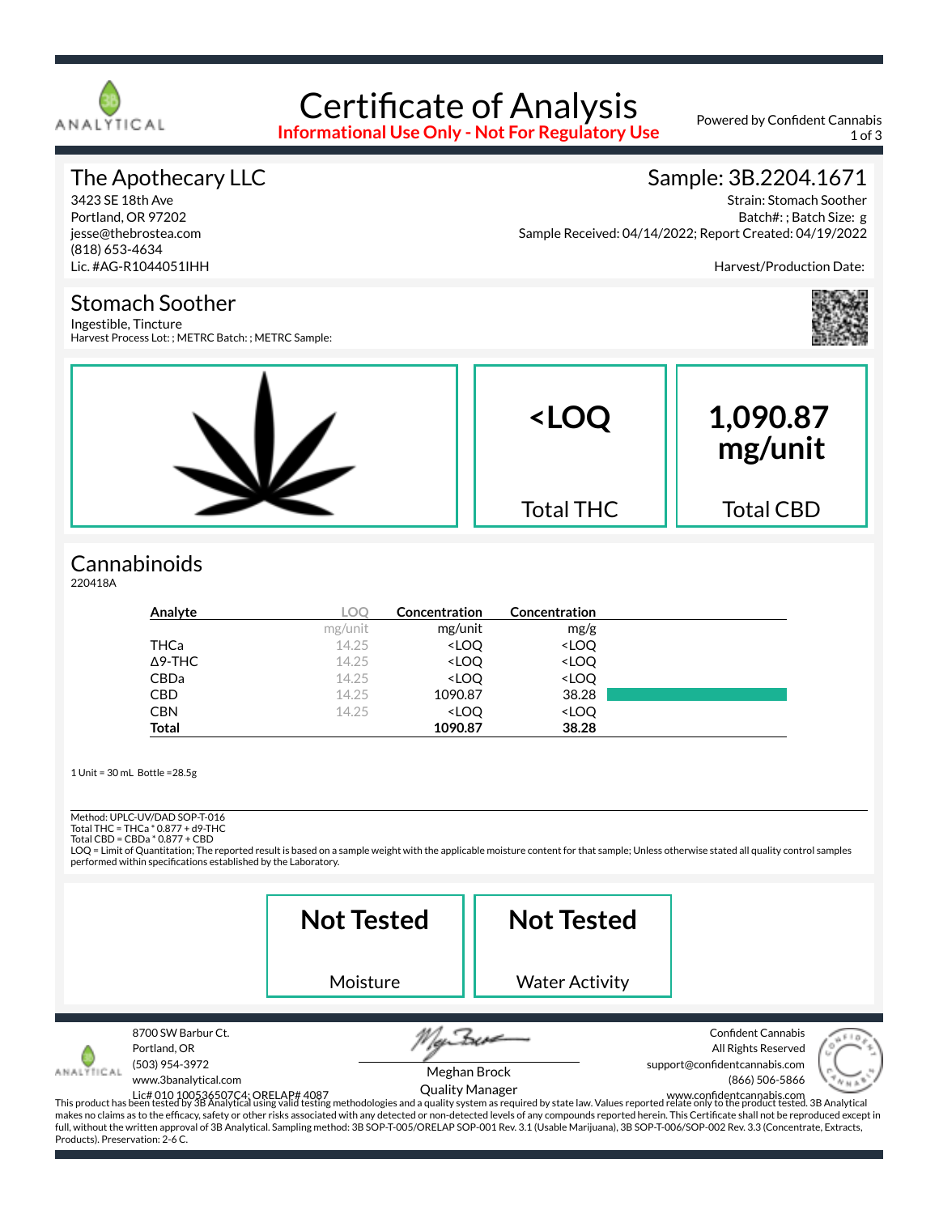ANALYTICAL

# Certificate of Analysis

**Informational Use Only - Not For Regulatory Use**

Powered by Confident Cannabis

## The Apothecary LLC

3423 SE 18th Ave
Portland, OR 97202
jesse@thebrostea.com
(818) 653-4634
Lic. #AG-R1044051IHH

## Sample: 3B.2204.1671

Strain: Stomach Soother
Batch#: ; Batch Size: g
Sample Received: 04/14/2022; Report Created: 04/19/2022

Harvest/Production Date:

## Stomach Soother

Ingestible, Tincture
Harvest Process Lot: ; METRC Batch: ; METRC Sample:

| <LOQ | 1,090.87 mg/unit |
|---|---|
| Total THC | Total CBD |

## Cannabinoids

220418A

| Analyte | LOQ | Concentration | Concentration |
|---|---|---|---|
| | mg/unit | mg/unit | mg/g |
| THCa | 14.25 | <LOQ | <LOQ |
| Δ9-THC | 14.25 | <LOQ | <LOQ |
| CBDa | 14.25 | <LOQ | <LOQ |
| CBD | 14.25 | 1090.87 | 38.28 |
| CBN | 14.25 | <LOQ | <LOQ |
| **Total** | | **1090.87** | **38.28** |

1 Unit = 30 mL Bottle =28.5g

Method: UPLC-UV/DAD SOP-T-016
Total THC = THCa * 0.877 + d9-THC
Total CBD = CBDa * 0.877 + CBD
LOQ = Limit of Quantitation; The reported result is based on a sample weight with the applicable moisture content for that sample; Unless otherwise stated all quality control samples performed within specifications established by the Laboratory.

| Not Tested | Not Tested |
|---|---|
| Moisture | Water Activity |

8700 SW Barbur Ct.
Portland, OR
(503) 954-3972
www.3banalytical.com
Lic# 010 100536507C4; ORELAP# 4087

Meghan Brock
Quality Manager

Confident Cannabis
All Rights Reserved
support@confidentcannabis.com
(866) 506-5866
www.confidentcannabis.com

This product has been tested by 3B Analytical using valid testing methodologies and a quality system as required by state law. Values reported relate only to the product tested. 3B Analytical makes no claims as to the efficacy, safety or other risks associated with any detected or non-detected levels of any compounds reported herein. This Certificate shall not be reproduced except in full, without the written approval of 3B Analytical. Sampling method: 3B SOP-T-005/ORELAP SOP-001 Rev. 3.1 (Usable Marijuana), 3B SOP-T-006/SOP-002 Rev. 3.3 (Concentrate, Extracts, Products). Preservation: 2-6 C.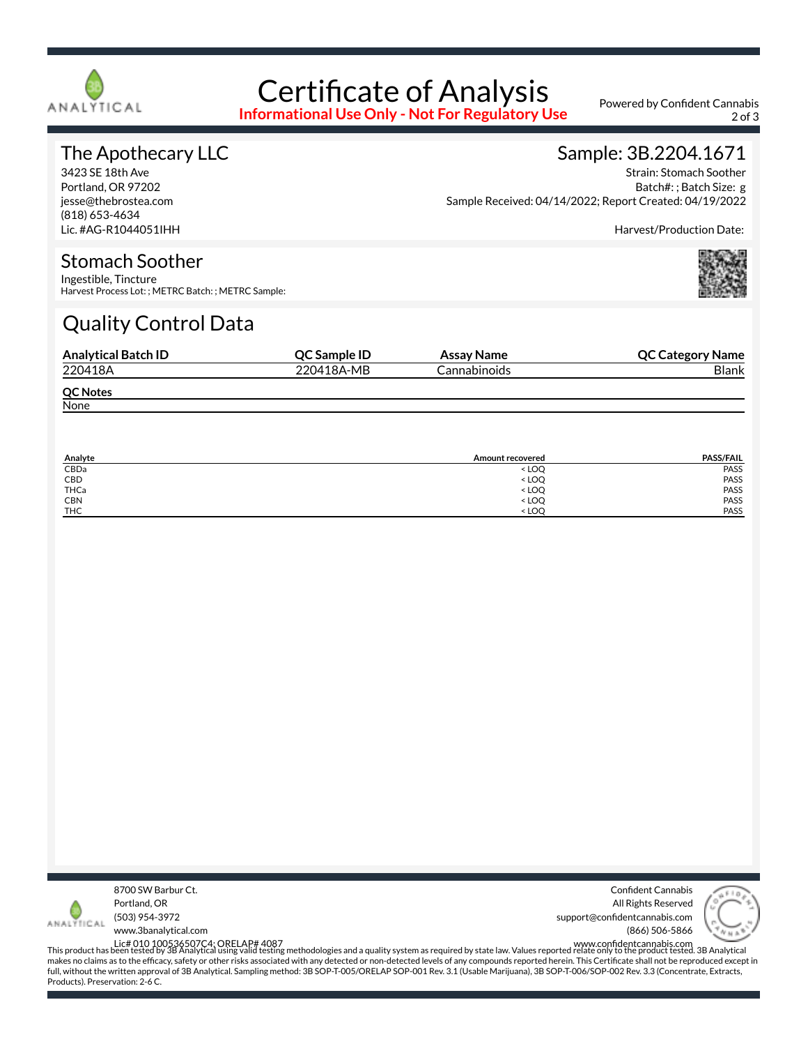# Certificate of Analysis

**Informational Use Only - Not For Regulatory Use**

Powered by Confident Cannabis

## The Apothecary LLC

3423 SE 18th Ave
Portland, OR 97202
jesse@thebrostea.com
(818) 653-4634
Lic. #AG-R1044051IHH

## Sample: 3B.2204.1671

Strain: Stomach Soother
Batch#: ; Batch Size: g
Sample Received: 04/14/2022; Report Created: 04/19/2022

Harvest/Production Date:

## Stomach Soother

Ingestible, Tincture
Harvest Process Lot: ; METRC Batch: ; METRC Sample:

## Quality Control Data

| Analytical Batch ID | QC Sample ID | Assay Name | QC Category Name |
|---|---|---|---|
| 220418A | 220418A-MB | Cannabinoids | Blank |

**QC Notes**
None

| Analyte | Amount recovered | PASS/FAIL |
|---|---|---|
| CBDa | < LOQ | PASS |
| CBD | < LOQ | PASS |
| THCa | < LOQ | PASS |
| CBN | < LOQ | PASS |
| THC | < LOQ | PASS |

8700 SW Barbur Ct.
Portland, OR
(503) 954-3972
www.3banalytical.com
Lic# 010 100536507C4; ORELAP# 4087

Confident Cannabis
All Rights Reserved
support@confidentcannabis.com
(866) 506-5866
www.confidentcannabis.com

This product has been tested by 3B Analytical using valid testing methodologies and a quality system as required by state law. Values reported relate only to the product tested. 3B Analytical makes no claims as to the efficacy, safety or other risks associated with any detected or non-detected levels of any compounds reported herein. This Certificate shall not be reproduced except in full, without the written approval of 3B Analytical. Sampling method: 3B SOP-T-005/ORELAP SOP-001 Rev. 3.1 (Usable Marijuana), 3B SOP-T-006/SOP-002 Rev. 3.3 (Concentrate, Extracts, Products). Preservation: 2-6 C.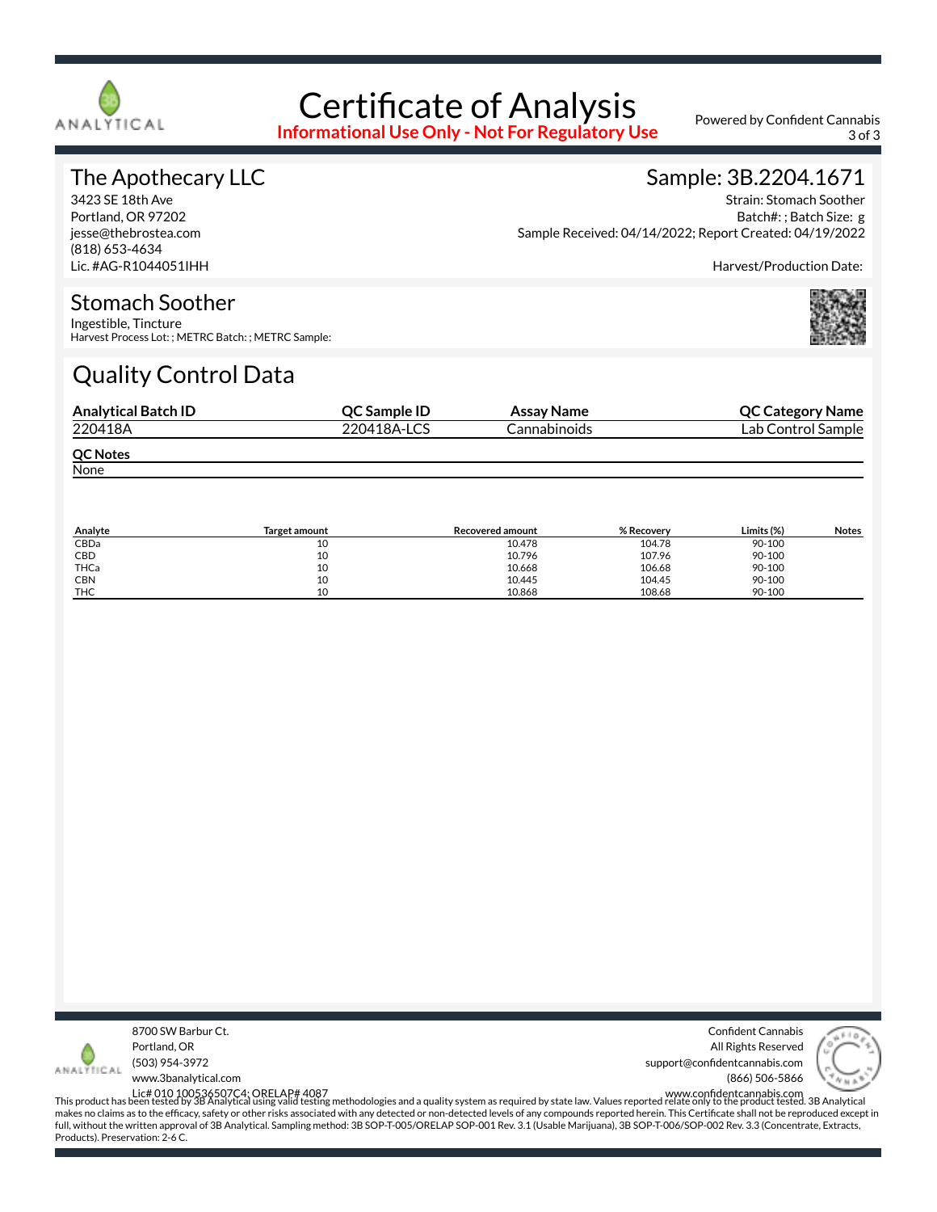# Certificate of Analysis

**Informational Use Only - Not For Regulatory Use**

Powered by Confident Cannabis

## The Apothecary LLC

3423 SE 18th Ave
Portland, OR 97202
jesse@thebrostea.com
(818) 653-4634
Lic. #AG-R1044051IHH

## Sample: 3B.2204.1671

Strain: Stomach Soother
Batch#: ; Batch Size: g
Sample Received: 04/14/2022; Report Created: 04/19/2022

Harvest/Production Date:

## Stomach Soother

Ingestible, Tincture
Harvest Process Lot: ; METRC Batch: ; METRC Sample:

## Quality Control Data

| Analytical Batch ID | QC Sample ID | Assay Name | QC Category Name |
|---|---|---|---|
| 220418A | 220418A-LCS | Cannabinoids | Lab Control Sample |

**QC Notes**

None

| Analyte | Target amount | Recovered amount | % Recovery | Limits (%) | Notes |
|---|---|---|---|---|---|
| CBDa | 10 | 10.478 | 104.78 | 90-100 | |
| CBD | 10 | 10.796 | 107.96 | 90-100 | |
| THCa | 10 | 10.668 | 106.68 | 90-100 | |
| CBN | 10 | 10.445 | 104.45 | 90-100 | |
| THC | 10 | 10.868 | 108.68 | 90-100 | |

8700 SW Barbur Ct.
Portland, OR
(503) 954-3972
www.3banalytical.com
Lic# 010 100536507C4; ORELAP# 4087

Confident Cannabis
All Rights Reserved
support@confidentcannabis.com
(866) 506-5866
www.confidentcannabis.com

This product has been tested by 3B Analytical using valid testing methodologies and a quality system as required by state law. Values reported relate only to the product tested. 3B Analytical makes no claims as to the efficacy, safety or other risks associated with any detected or non-detected levels of any compounds reported herein. This Certificate shall not be reproduced except in full, without the written approval of 3B Analytical. Sampling method: 3B SOP-T-005/ORELAP SOP-001 Rev. 3.1 (Usable Marijuana), 3B SOP-T-006/SOP-002 Rev. 3.3 (Concentrate, Extracts, Products). Preservation: 2-6 C.